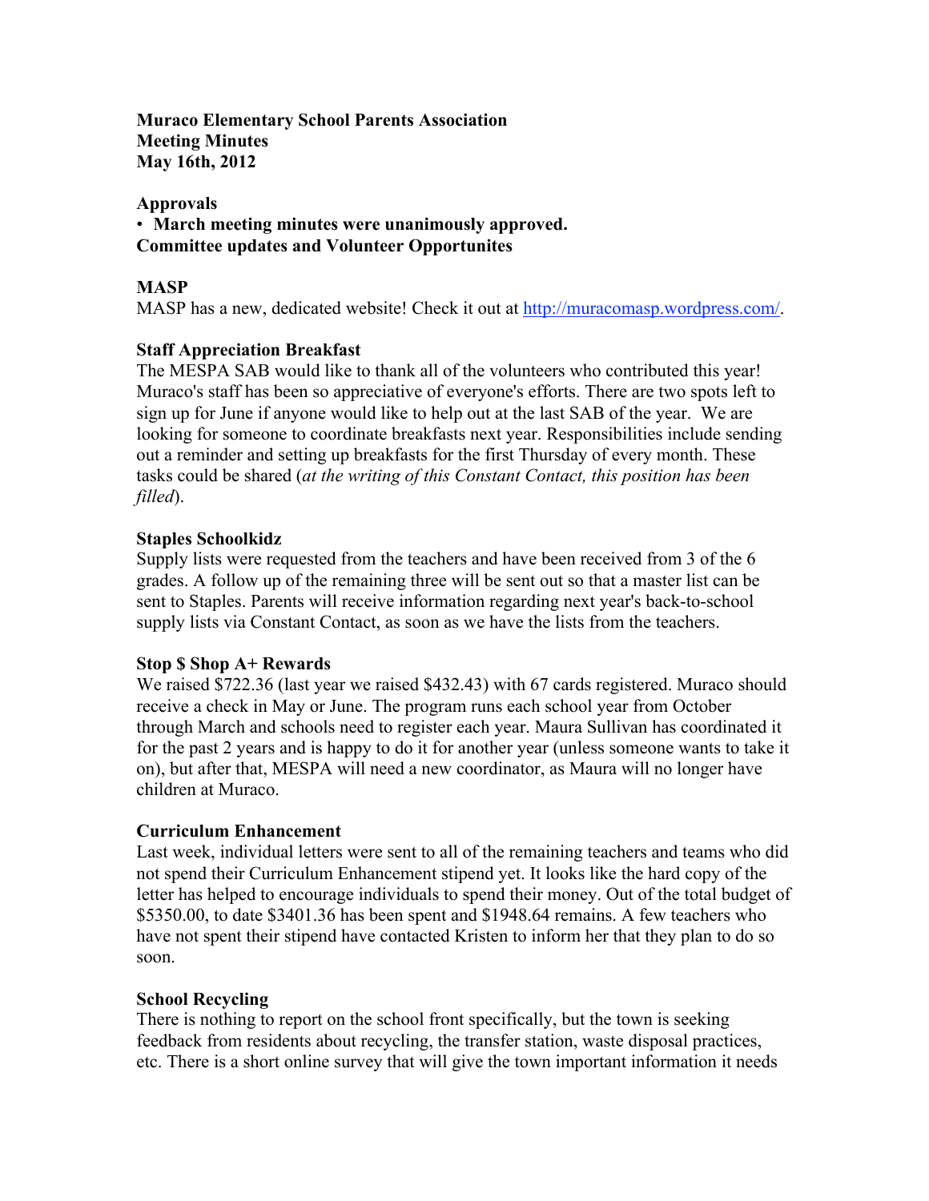**Muraco Elementary School Parents Association**
**Meeting Minutes**
**May 16th, 2012**

**Approvals**

- **March meeting minutes were unanimously approved.**

**Committee updates and Volunteer Opportunites**

**MASP**

MASP has a new, dedicated website! Check it out at http://muracomasp.wordpress.com/.

**Staff Appreciation Breakfast**

The MESPA SAB would like to thank all of the volunteers who contributed this year! Muraco's staff has been so appreciative of everyone's efforts. There are two spots left to sign up for June if anyone would like to help out at the last SAB of the year. We are looking for someone to coordinate breakfasts next year. Responsibilities include sending out a reminder and setting up breakfasts for the first Thursday of every month. These tasks could be shared (*at the writing of this Constant Contact, this position has been filled*).

**Staples Schoolkidz**

Supply lists were requested from the teachers and have been received from 3 of the 6 grades. A follow up of the remaining three will be sent out so that a master list can be sent to Staples. Parents will receive information regarding next year's back-to-school supply lists via Constant Contact, as soon as we have the lists from the teachers.

**Stop $ Shop A+ Rewards**

We raised $722.36 (last year we raised $432.43) with 67 cards registered. Muraco should receive a check in May or June. The program runs each school year from October through March and schools need to register each year. Maura Sullivan has coordinated it for the past 2 years and is happy to do it for another year (unless someone wants to take it on), but after that, MESPA will need a new coordinator, as Maura will no longer have children at Muraco.

**Curriculum Enhancement**

Last week, individual letters were sent to all of the remaining teachers and teams who did not spend their Curriculum Enhancement stipend yet. It looks like the hard copy of the letter has helped to encourage individuals to spend their money. Out of the total budget of $5350.00, to date $3401.36 has been spent and $1948.64 remains. A few teachers who have not spent their stipend have contacted Kristen to inform her that they plan to do so soon.

**School Recycling**

There is nothing to report on the school front specifically, but the town is seeking feedback from residents about recycling, the transfer station, waste disposal practices, etc. There is a short online survey that will give the town important information it needs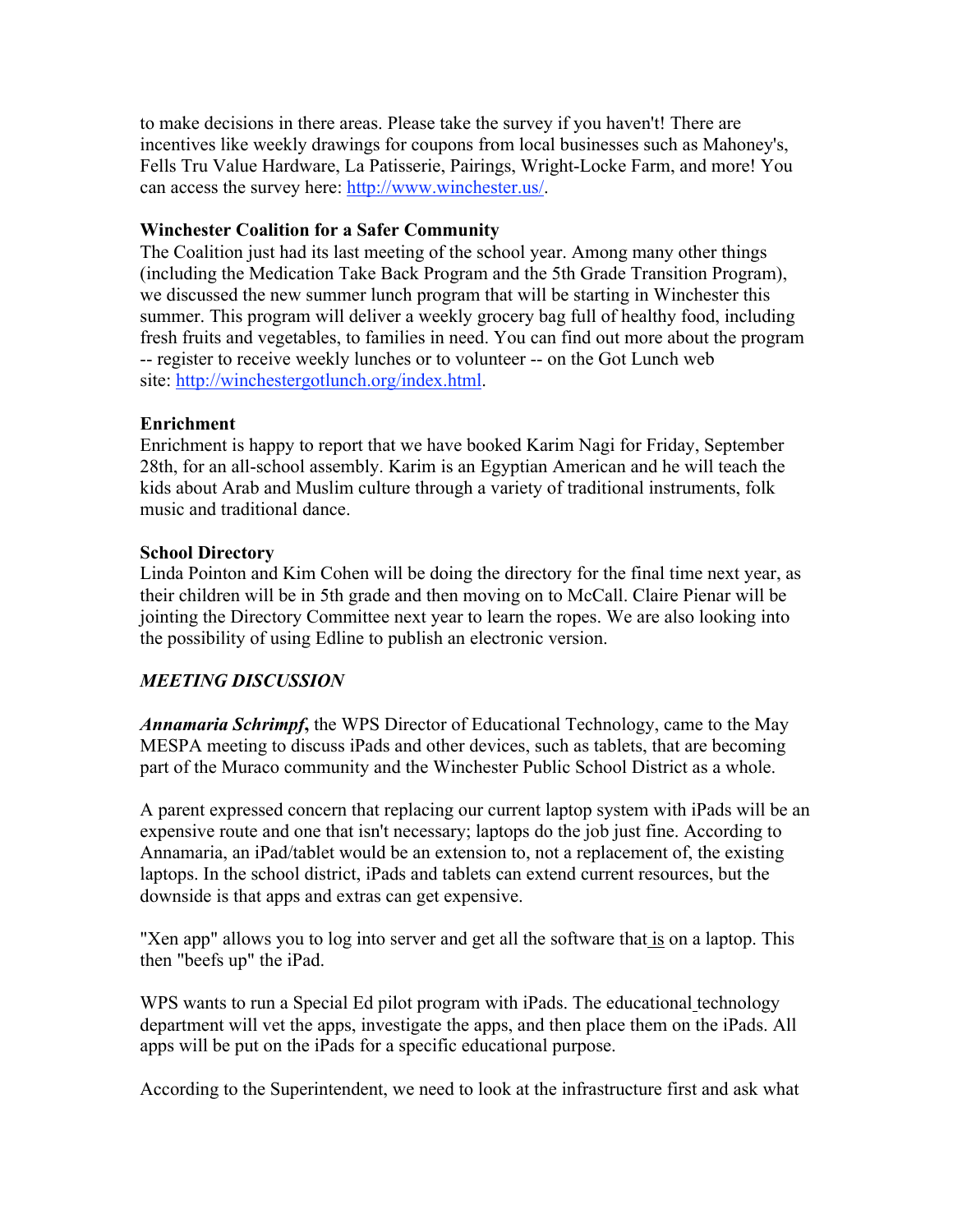to make decisions in there areas. Please take the survey if you haven't! There are incentives like weekly drawings for coupons from local businesses such as Mahoney's, Fells Tru Value Hardware, La Patisserie, Pairings, Wright-Locke Farm, and more! You can access the survey here: http://www.winchester.us/.

**Winchester Coalition for a Safer Community**
The Coalition just had its last meeting of the school year. Among many other things (including the Medication Take Back Program and the 5th Grade Transition Program), we discussed the new summer lunch program that will be starting in Winchester this summer. This program will deliver a weekly grocery bag full of healthy food, including fresh fruits and vegetables, to families in need. You can find out more about the program -- register to receive weekly lunches or to volunteer -- on the Got Lunch web site: http://winchestergotlunch.org/index.html.

**Enrichment**
Enrichment is happy to report that we have booked Karim Nagi for Friday, September 28th, for an all-school assembly. Karim is an Egyptian American and he will teach the kids about Arab and Muslim culture through a variety of traditional instruments, folk music and traditional dance.

**School Directory**
Linda Pointon and Kim Cohen will be doing the directory for the final time next year, as their children will be in 5th grade and then moving on to McCall. Claire Pienar will be jointing the Directory Committee next year to learn the ropes. We are also looking into the possibility of using Edline to publish an electronic version.

***MEETING DISCUSSION***

***Annamaria Schrimpf***, the WPS Director of Educational Technology, came to the May MESPA meeting to discuss iPads and other devices, such as tablets, that are becoming part of the Muraco community and the Winchester Public School District as a whole.

A parent expressed concern that replacing our current laptop system with iPads will be an expensive route and one that isn't necessary; laptops do the job just fine. According to Annamaria, an iPad/tablet would be an extension to, not a replacement of, the existing laptops. In the school district, iPads and tablets can extend current resources, but the downside is that apps and extras can get expensive.

"Xen app" allows you to log into server and get all the software that is on a laptop. This then "beefs up" the iPad.

WPS wants to run a Special Ed pilot program with iPads. The educational technology department will vet the apps, investigate the apps, and then place them on the iPads. All apps will be put on the iPads for a specific educational purpose.

According to the Superintendent, we need to look at the infrastructure first and ask what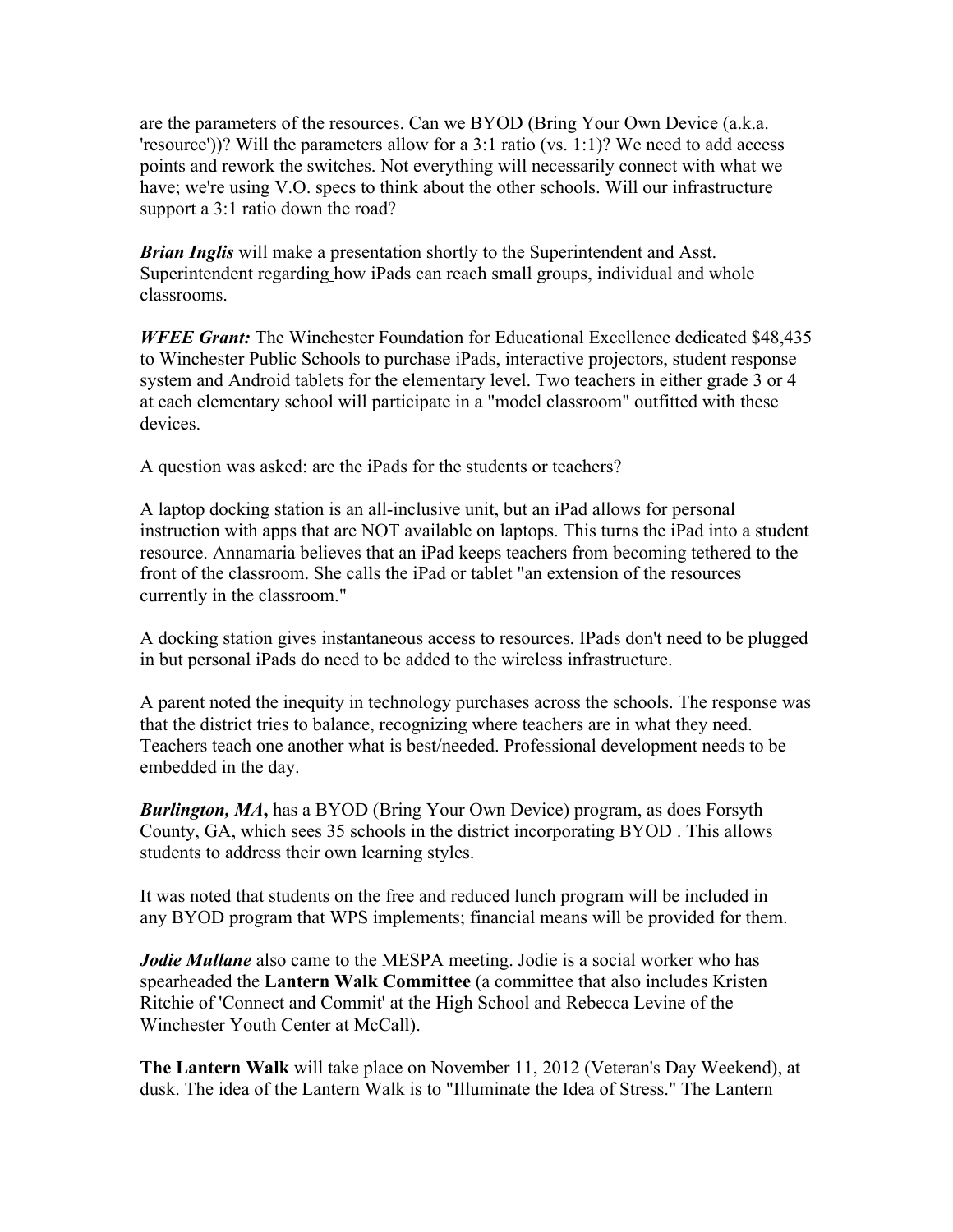are the parameters of the resources. Can we BYOD (Bring Your Own Device (a.k.a. 'resource'))? Will the parameters allow for a 3:1 ratio (vs. 1:1)? We need to add access points and rework the switches. Not everything will necessarily connect with what we have; we're using V.O. specs to think about the other schools. Will our infrastructure support a 3:1 ratio down the road?

***Brian Inglis*** will make a presentation shortly to the Superintendent and Asst. Superintendent regarding how iPads can reach small groups, individual and whole classrooms.

***WFEE Grant:*** The Winchester Foundation for Educational Excellence dedicated $48,435 to Winchester Public Schools to purchase iPads, interactive projectors, student response system and Android tablets for the elementary level. Two teachers in either grade 3 or 4 at each elementary school will participate in a "model classroom" outfitted with these devices.

A question was asked: are the iPads for the students or teachers?

A laptop docking station is an all-inclusive unit, but an iPad allows for personal instruction with apps that are NOT available on laptops. This turns the iPad into a student resource. Annamaria believes that an iPad keeps teachers from becoming tethered to the front of the classroom. She calls the iPad or tablet "an extension of the resources currently in the classroom."

A docking station gives instantaneous access to resources. IPads don't need to be plugged in but personal iPads do need to be added to the wireless infrastructure.

A parent noted the inequity in technology purchases across the schools. The response was that the district tries to balance, recognizing where teachers are in what they need. Teachers teach one another what is best/needed. Professional development needs to be embedded in the day.

***Burlington, MA*****,** has a BYOD (Bring Your Own Device) program, as does Forsyth County, GA, which sees 35 schools in the district incorporating BYOD . This allows students to address their own learning styles.

It was noted that students on the free and reduced lunch program will be included in any BYOD program that WPS implements; financial means will be provided for them.

***Jodie Mullane*** also came to the MESPA meeting. Jodie is a social worker who has spearheaded the **Lantern Walk Committee** (a committee that also includes Kristen Ritchie of 'Connect and Commit' at the High School and Rebecca Levine of the Winchester Youth Center at McCall).

**The Lantern Walk** will take place on November 11, 2012 (Veteran's Day Weekend), at dusk. The idea of the Lantern Walk is to "Illuminate the Idea of Stress." The Lantern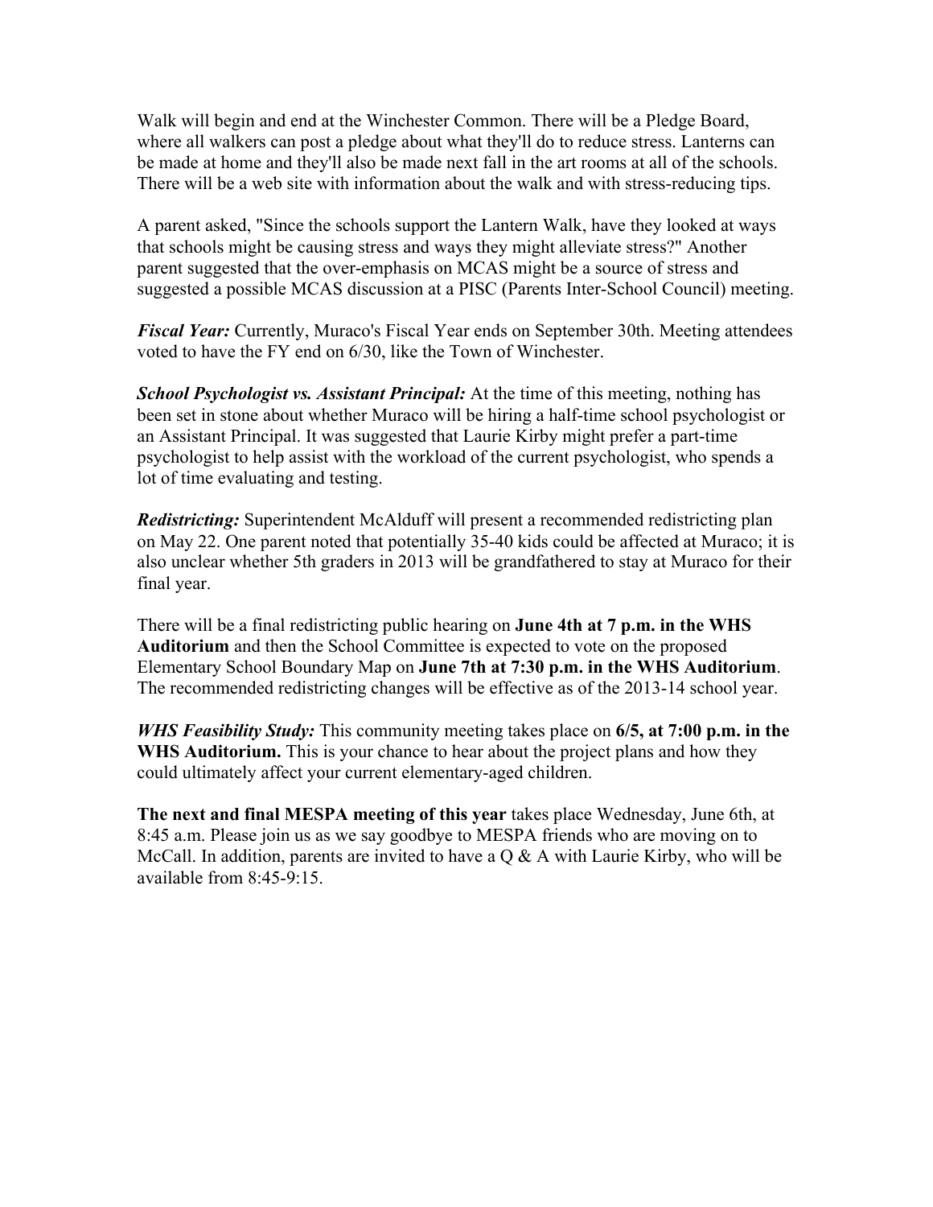Walk will begin and end at the Winchester Common. There will be a Pledge Board, where all walkers can post a pledge about what they'll do to reduce stress. Lanterns can be made at home and they'll also be made next fall in the art rooms at all of the schools. There will be a web site with information about the walk and with stress-reducing tips.

A parent asked, "Since the schools support the Lantern Walk, have they looked at ways that schools might be causing stress and ways they might alleviate stress?" Another parent suggested that the over-emphasis on MCAS might be a source of stress and suggested a possible MCAS discussion at a PISC (Parents Inter-School Council) meeting.

***Fiscal Year:*** Currently, Muraco's Fiscal Year ends on September 30th. Meeting attendees voted to have the FY end on 6/30, like the Town of Winchester.

***School Psychologist vs. Assistant Principal:*** At the time of this meeting, nothing has been set in stone about whether Muraco will be hiring a half-time school psychologist or an Assistant Principal. It was suggested that Laurie Kirby might prefer a part-time psychologist to help assist with the workload of the current psychologist, who spends a lot of time evaluating and testing.

***Redistricting:*** Superintendent McAlduff will present a recommended redistricting plan on May 22. One parent noted that potentially 35-40 kids could be affected at Muraco; it is also unclear whether 5th graders in 2013 will be grandfathered to stay at Muraco for their final year.

There will be a final redistricting public hearing on **June 4th at 7 p.m. in the WHS Auditorium** and then the School Committee is expected to vote on the proposed Elementary School Boundary Map on **June 7th at 7:30 p.m. in the WHS Auditorium**. The recommended redistricting changes will be effective as of the 2013-14 school year.

***WHS Feasibility Study:*** This community meeting takes place on **6/5, at 7:00 p.m. in the WHS Auditorium.** This is your chance to hear about the project plans and how they could ultimately affect your current elementary-aged children.

**The next and final MESPA meeting of this year** takes place Wednesday, June 6th, at 8:45 a.m. Please join us as we say goodbye to MESPA friends who are moving on to McCall. In addition, parents are invited to have a Q & A with Laurie Kirby, who will be available from 8:45-9:15.